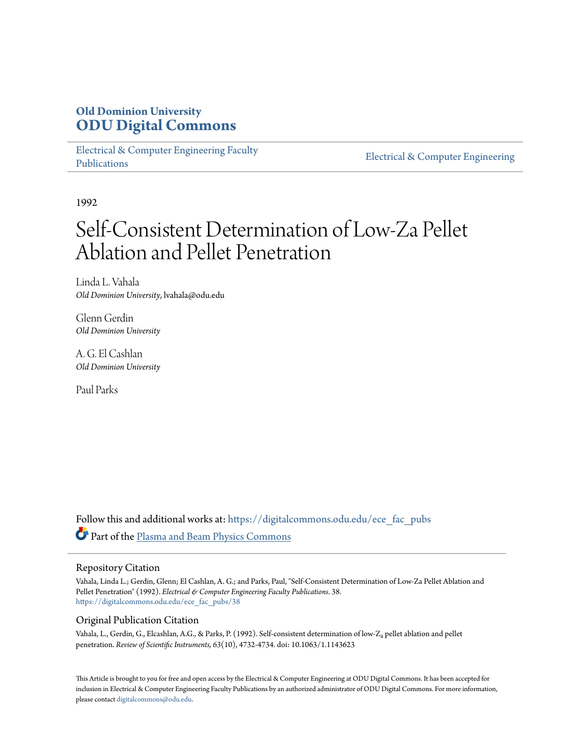Old Dominion University
**ODU Digital Commons**

Electrical & Computer Engineering Faculty Publications

Electrical & Computer Engineering

1992

# Self-Consistent Determination of Low-Za Pellet Ablation and Pellet Penetration

Linda L. Vahala
*Old Dominion University*, lvahala@odu.edu

Glenn Gerdin
*Old Dominion University*

A. G. El Cashlan
*Old Dominion University*

Paul Parks

Follow this and additional works at: https://digitalcommons.odu.edu/ece_fac_pubs

Part of the Plasma and Beam Physics Commons

## Repository Citation

Vahala, Linda L.; Gerdin, Glenn; El Cashlan, A. G.; and Parks, Paul, "Self-Consistent Determination of Low-Za Pellet Ablation and Pellet Penetration" (1992). *Electrical & Computer Engineering Faculty Publications*. 38.
https://digitalcommons.odu.edu/ece_fac_pubs/38

## Original Publication Citation

Vahala, L., Gerdin, G., Elcashlan, A.G., & Parks, P. (1992). Self-consistent determination of low-$Z_a$ pellet ablation and pellet penetration. *Review of Scientific Instruments, 63*(10), 4732-4734. doi: 10.1063/1.1143623

This Article is brought to you for free and open access by the Electrical & Computer Engineering at ODU Digital Commons. It has been accepted for inclusion in Electrical & Computer Engineering Faculty Publications by an authorized administrator of ODU Digital Commons. For more information, please contact digitalcommons@odu.edu.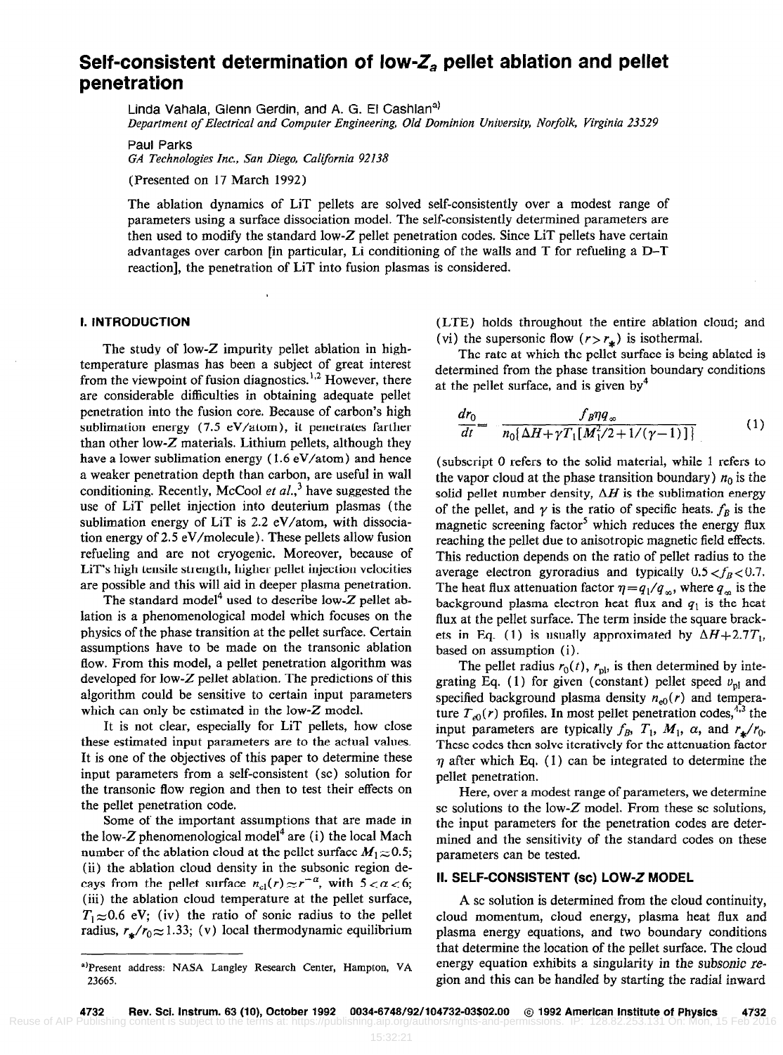# Self-consistent determination of low-$Z_a$ pellet ablation and pellet penetration

Linda Vahala, Glenn Gerdin, and A. G. El Cashlan[a)]
*Department of Electrical and Computer Engineering, Old Dominion University, Norfolk, Virginia 23529*

Paul Parks
*GA Technologies Inc., San Diego, California 92138*

(Presented on 17 March 1992)

The ablation dynamics of LiT pellets are solved self-consistently over a modest range of parameters using a surface dissociation model. The self-consistently determined parameters are then used to modify the standard low-$Z$ pellet penetration codes. Since LiT pellets have certain advantages over carbon [in particular, Li conditioning of the walls and T for refueling a D–T reaction], the penetration of LiT into fusion plasmas is considered.

## I. INTRODUCTION

The study of low-$Z$ impurity pellet ablation in high-temperature plasmas has been a subject of great interest from the viewpoint of fusion diagnostics.[1,2] However, there are considerable difficulties in obtaining adequate pellet penetration into the fusion core. Because of carbon's high sublimation energy (7.5 eV/atom), it penetrates farther than other low-$Z$ materials. Lithium pellets, although they have a lower sublimation energy (1.6 eV/atom) and hence a weaker penetration depth than carbon, are useful in wall conditioning. Recently, McCool *et al.*,[3] have suggested the use of LiT pellet injection into deuterium plasmas (the sublimation energy of LiT is 2.2 eV/atom, with dissociation energy of 2.5 eV/molecule). These pellets allow fusion refueling and are not cryogenic. Moreover, because of LiT's high tensile strength, higher pellet injection velocities are possible and this will aid in deeper plasma penetration.

The standard model[4] used to describe low-$Z$ pellet ablation is a phenomenological model which focuses on the physics of the phase transition at the pellet surface. Certain assumptions have to be made on the transonic ablation flow. From this model, a pellet penetration algorithm was developed for low-$Z$ pellet ablation. The predictions of this algorithm could be sensitive to certain input parameters which can only be estimated in the low-$Z$ model.

It is not clear, especially for LiT pellets, how close these estimated input parameters are to the actual values. It is one of the objectives of this paper to determine these input parameters from a self-consistent (sc) solution for the transonic flow region and then to test their effects on the pellet penetration code.

Some of the important assumptions that are made in the low-$Z$ phenomenological model[4] are (i) the local Mach number of the ablation cloud at the pellet surface $M_1 \approx 0.5$; (ii) the ablation cloud density in the subsonic region decays from the pellet surface $n_{c1}(r) \approx r^{-\alpha}$, with $5 < \alpha < 6$; (iii) the ablation cloud temperature at the pellet surface, $T_1 \approx 0.6$ eV; (iv) the ratio of sonic radius to the pellet radius, $r_*/r_0 \approx 1.33$; (v) local thermodynamic equilibrium (LTE) holds throughout the entire ablation cloud; and (vi) the supersonic flow ($r > r_*$) is isothermal.

The rate at which the pellet surface is being ablated is determined from the phase transition boundary conditions at the pellet surface, and is given by[4]

$$\frac{dr_0}{dt} = \frac{f_B \eta q_\infty}{n_0\{\Delta H + \gamma T_1[M_1^2/2 + 1/(\gamma - 1)]\}} \tag{1}$$

(subscript 0 refers to the solid material, while 1 refers to the vapor cloud at the phase transition boundary) $n_0$ is the solid pellet number density, $\Delta H$ is the sublimation energy of the pellet, and $\gamma$ is the ratio of specific heats. $f_B$ is the magnetic screening factor[5] which reduces the energy flux reaching the pellet due to anisotropic magnetic field effects. This reduction depends on the ratio of pellet radius to the average electron gyroradius and typically $0.5 < f_B < 0.7$. The heat flux attenuation factor $\eta = q_1/q_\infty$, where $q_\infty$ is the background plasma electron heat flux and $q_1$ is the heat flux at the pellet surface. The term inside the square brackets in Eq. (1) is usually approximated by $\Delta H + 2.7T_1$, based on assumption (i).

The pellet radius $r_0(t)$, $r_{\rm pl}$, is then determined by integrating Eq. (1) for given (constant) pellet speed $v_{\rm pl}$ and specified background plasma density $n_{e0}(r)$ and temperature $T_{e0}(r)$ profiles. In most pellet penetration codes,[4,3] the input parameters are typically $f_B$, $T_1$, $M_1$, $\alpha$, and $r_*/r_0$. These codes then solve iteratively for the attenuation factor $\eta$ after which Eq. (1) can be integrated to determine the pellet penetration.

Here, over a modest range of parameters, we determine sc solutions to the low-$Z$ model. From these sc solutions, the input parameters for the penetration codes are determined and the sensitivity of the standard codes on these parameters can be tested.

## II. SELF-CONSISTENT (sc) LOW-Z MODEL

A sc solution is determined from the cloud continuity, cloud momentum, cloud energy, plasma heat flux and plasma energy equations, and two boundary conditions that determine the location of the pellet surface. The cloud energy equation exhibits a singularity in the subsonic region and this can be handled by starting the radial inward

[a)]Present address: NASA Langley Research Center, Hampton, VA 23665.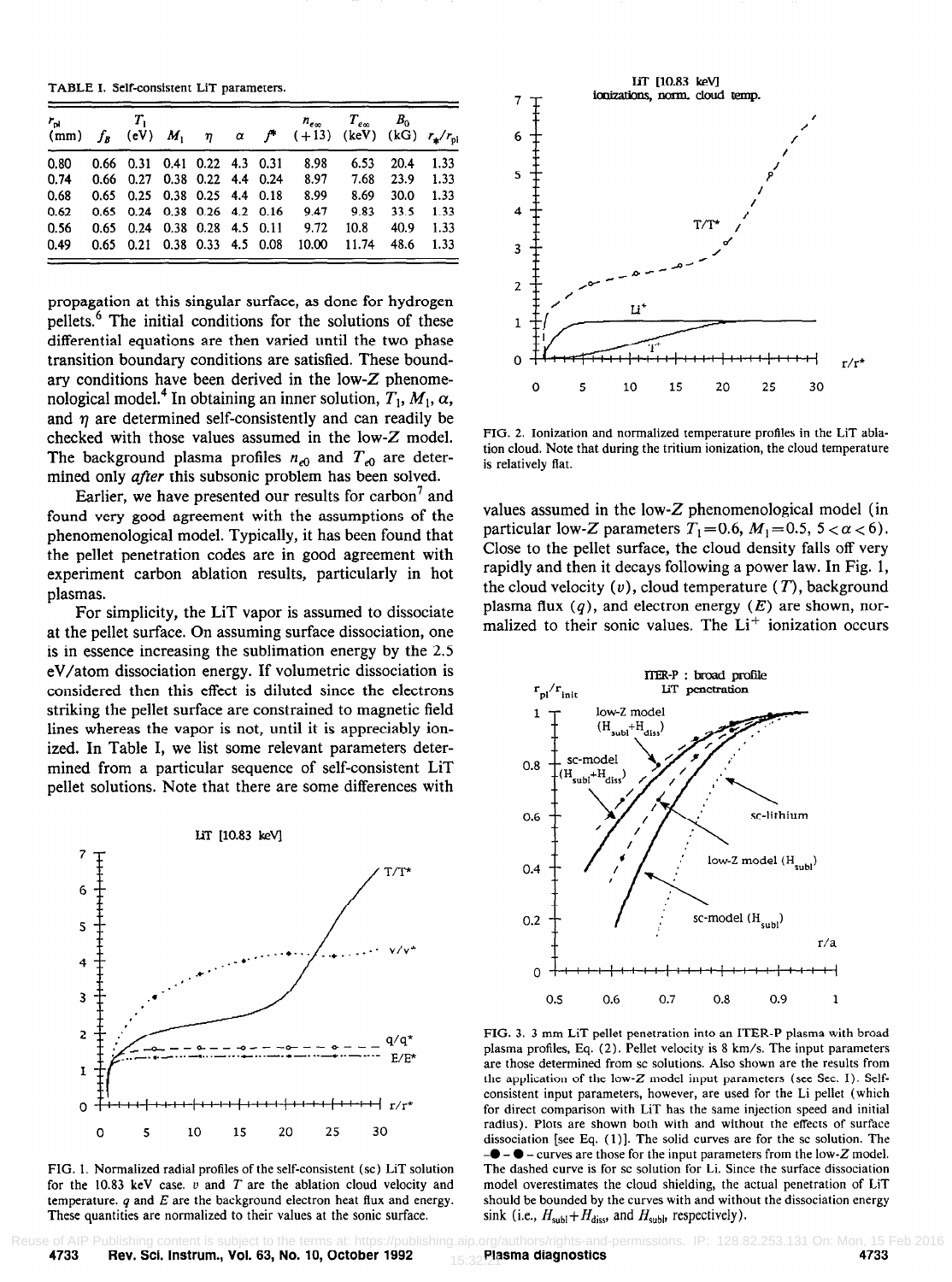TABLE I. Self-consistent LiT parameters.

| $r_{pl}$ (mm) | $f_B$ | $T_1$ (eV) | $M_1$ | $\eta$ | $\alpha$ | $f^*$ | $n_{e\infty}$ (+13) | $T_{e\infty}$ (keV) | $B_0$ (kG) | $r_*/r_{pl}$ |
|---|---|---|---|---|---|---|---|---|---|---|
| 0.80 | 0.66 | 0.31 | 0.41 | 0.22 | 4.3 | 0.31 | 8.98 | 6.53 | 20.4 | 1.33 |
| 0.74 | 0.66 | 0.27 | 0.38 | 0.22 | 4.4 | 0.24 | 8.97 | 7.68 | 23.9 | 1.33 |
| 0.68 | 0.65 | 0.25 | 0.38 | 0.25 | 4.4 | 0.18 | 8.99 | 8.69 | 30.0 | 1.33 |
| 0.62 | 0.65 | 0.24 | 0.38 | 0.26 | 4.2 | 0.16 | 9.47 | 9.83 | 33.5 | 1.33 |
| 0.56 | 0.65 | 0.24 | 0.38 | 0.28 | 4.5 | 0.11 | 9.72 | 10.8 | 40.9 | 1.33 |
| 0.49 | 0.65 | 0.21 | 0.38 | 0.33 | 4.5 | 0.08 | 10.00 | 11.74 | 48.6 | 1.33 |

propagation at this singular surface, as done for hydrogen pellets.[6] The initial conditions for the solutions of these differential equations are then varied until the two phase transition boundary conditions are satisfied. These boundary conditions have been derived in the low-$Z$ phenomenological model.[4] In obtaining an inner solution, $T_1$, $M_1$, $\alpha$, and $\eta$ are determined self-consistently and can readily be checked with those values assumed in the low-$Z$ model. The background plasma profiles $n_{e0}$ and $T_{e0}$ are determined only *after* this subsonic problem has been solved.

Earlier, we have presented our results for carbon[7] and found very good agreement with the assumptions of the phenomenological model. Typically, it has been found that the pellet penetration codes are in good agreement with experiment carbon ablation results, particularly in hot plasmas.

For simplicity, the LiT vapor is assumed to dissociate at the pellet surface. On assuming surface dissociation, one is in essence increasing the sublimation energy by the 2.5 eV/atom dissociation energy. If volumetric dissociation is considered then this effect is diluted since the electrons striking the pellet surface are constrained to magnetic field lines whereas the vapor is not, until it is appreciably ionized. In Table I, we list some relevant parameters determined from a particular sequence of self-consistent LiT pellet solutions. Note that there are some differences with values assumed in the low-$Z$ phenomenological model (in particular low-$Z$ parameters $T_1 = 0.6$, $M_1 = 0.5$, $5 < \alpha < 6$). Close to the pellet surface, the cloud density falls off very rapidly and then it decays following a power law. In Fig. 1, the cloud velocity ($v$), cloud temperature ($T$), background plasma flux ($q$), and electron energy ($E$) are shown, normalized to their sonic values. The $Li^+$ ionization occurs

FIG. 1. Normalized radial profiles of the self-consistent (sc) LiT solution for the 10.83 keV case. $v$ and $T$ are the ablation cloud velocity and temperature. $q$ and $E$ are the background electron heat flux and energy. These quantities are normalized to their values at the sonic surface.

FIG. 2. Ionization and normalized temperature profiles in the LiT ablation cloud. Note that during the tritium ionization, the cloud temperature is relatively flat.

FIG. 3. 3 mm LiT pellet penetration into an ITER-P plasma with broad plasma profiles, Eq. (2). Pellet velocity is 8 km/s. The input parameters are those determined from sc solutions. Also shown are the results from the application of the low-$Z$ model input parameters (see Sec. I). Self-consistent input parameters, however, are used for the Li pellet (which for direct comparison with LiT has the same injection speed and initial radius). Plots are shown both with and without the effects of surface dissociation [see Eq. (1)]. The solid curves are for the sc solution. The -●-●- curves are those for the input parameters from the low-$Z$ model. The dashed curve is for sc solution for Li. Since the surface dissociation model overestimates the cloud shielding, the actual penetration of LiT should be bounded by the curves with and without the dissociation energy sink (i.e., $H_{subl}+H_{diss}$, and $H_{subl}$, respectively).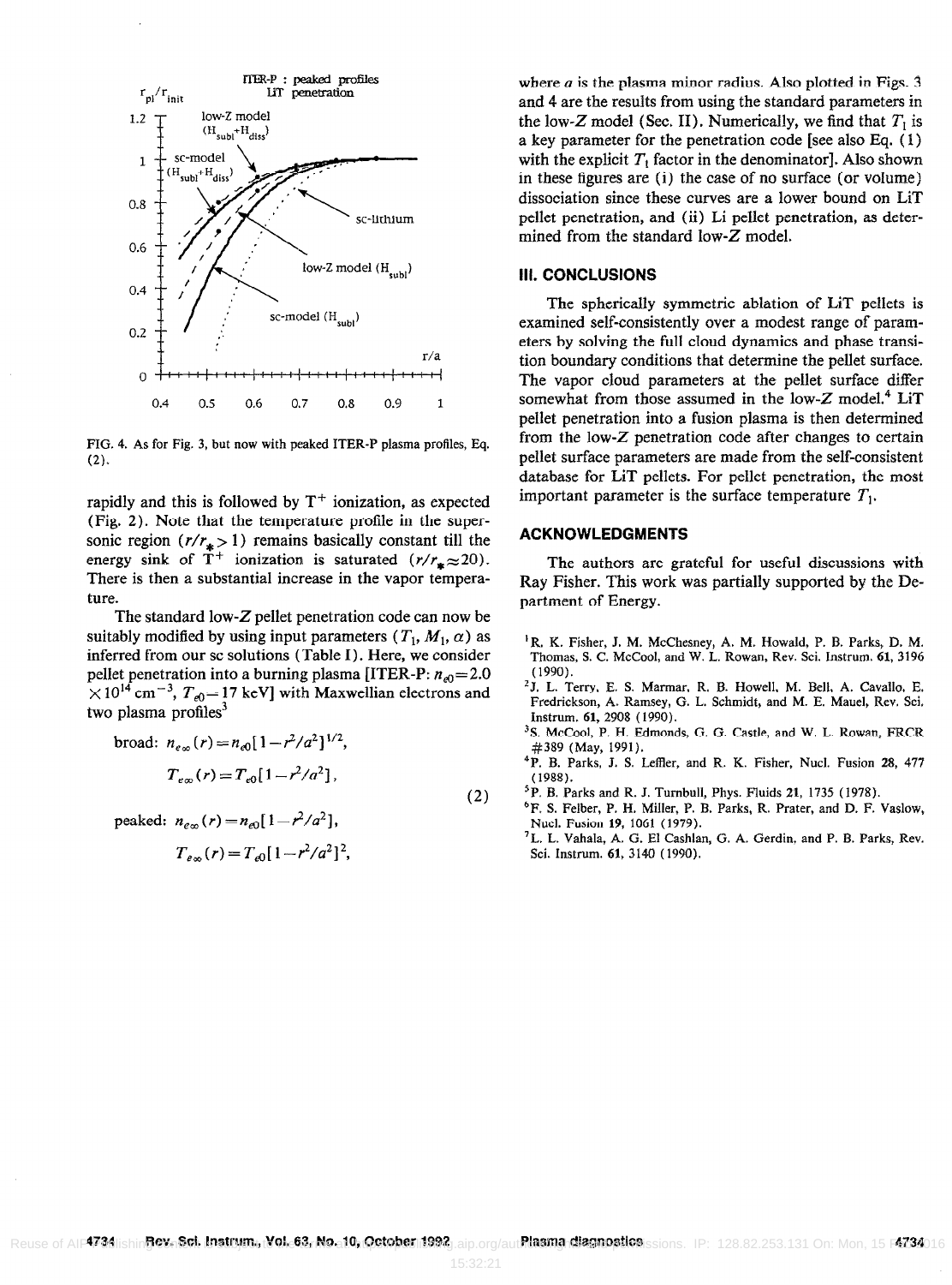ITER-P : peaked profiles
LiT penetration

$r_{pl}/r_{init}$

1.2
1
0.8
0.6
0.4
0.2
0

0.4 0.5 0.6 0.7 0.8 0.9 1

r/a

low-Z model ($H_{subl}$+$H_{diss}$)

sc-model ($H_{subl}$+$H_{diss}$)

sc-lithium

low-Z model ($H_{subl}$)

sc-model ($H_{subl}$)

FIG. 4. As for Fig. 3, but now with peaked ITER-P plasma profiles, Eq. (2).

rapidly and this is followed by $T^+$ ionization, as expected (Fig. 2). Note that the temperature profile in the supersonic region ($r/r_* > 1$) remains basically constant till the energy sink of $T^+$ ionization is saturated ($r/r_* \approx 20$). There is then a substantial increase in the vapor temperature.

The standard low-$Z$ pellet penetration code can now be suitably modified by using input parameters ($T_1$, $M_1$, $\alpha$) as inferred from our sc solutions (Table I). Here, we consider pellet penetration into a burning plasma [ITER-P: $n_{e0} = 2.0 \times 10^{14}$ cm$^{-3}$, $T_{e0} = 17$ keV] with Maxwellian electrons and two plasma profiles[3]

$$
\begin{aligned}
\text{broad: } & n_{e\infty}(r) = n_{e0}[1 - r^2/a^2]^{1/2}, \\
& T_{e\infty}(r) = T_{e0}[1 - r^2/a^2], \\
\text{peaked: } & n_{e\infty}(r) = n_{e0}[1 - r^2/a^2], \\
& T_{e\infty}(r) = T_{e0}[1 - r^2/a^2]^2,
\end{aligned}
\tag{2}
$$

where $a$ is the plasma minor radius. Also plotted in Figs. 3 and 4 are the results from using the standard parameters in the low-$Z$ model (Sec. II). Numerically, we find that $T_1$ is a key parameter for the penetration code [see also Eq. (1) with the explicit $T_1$ factor in the denominator]. Also shown in these figures are (i) the case of no surface (or volume) dissociation since these curves are a lower bound on LiT pellet penetration, and (ii) Li pellet penetration, as determined from the standard low-$Z$ model.

## III. CONCLUSIONS

The spherically symmetric ablation of LiT pellets is examined self-consistently over a modest range of parameters by solving the full cloud dynamics and phase transition boundary conditions that determine the pellet surface. The vapor cloud parameters at the pellet surface differ somewhat from those assumed in the low-$Z$ model.[4] LiT pellet penetration into a fusion plasma is then determined from the low-$Z$ penetration code after changes to certain pellet surface parameters are made from the self-consistent database for LiT pellets. For pellet penetration, the most important parameter is the surface temperature $T_1$.

## ACKNOWLEDGMENTS

The authors are grateful for useful discussions with Ray Fisher. This work was partially supported by the Department of Energy.

[1] R. K. Fisher, J. M. McChesney, A. M. Howald, P. B. Parks, D. M. Thomas, S. C. McCool, and W. L. Rowan, Rev. Sci. Instrum. 61, 3196 (1990).

[2] J. L. Terry, E. S. Marmar, R. B. Howell, M. Bell, A. Cavallo, E. Fredrickson, A. Ramsey, G. L. Schmidt, and M. E. Mauel, Rev. Sci. Instrum. 61, 2908 (1990).

[3] S. McCool, P. H. Edmonds, G. G. Castle, and W. L. Rowan, FRCR #389 (May, 1991).

[4] P. B. Parks, J. S. Leffler, and R. K. Fisher, Nucl. Fusion 28, 477 (1988).

[5] P. B. Parks and R. J. Turnbull, Phys. Fluids 21, 1735 (1978).

[6] F. S. Felber, P. H. Miller, P. B. Parks, R. Prater, and D. F. Vaslow, Nucl. Fusion 19, 1061 (1979).

[7] L. L. Vahala, A. G. El Cashlan, G. A. Gerdin, and P. B. Parks, Rev. Sci. Instrum. 61, 3140 (1990).